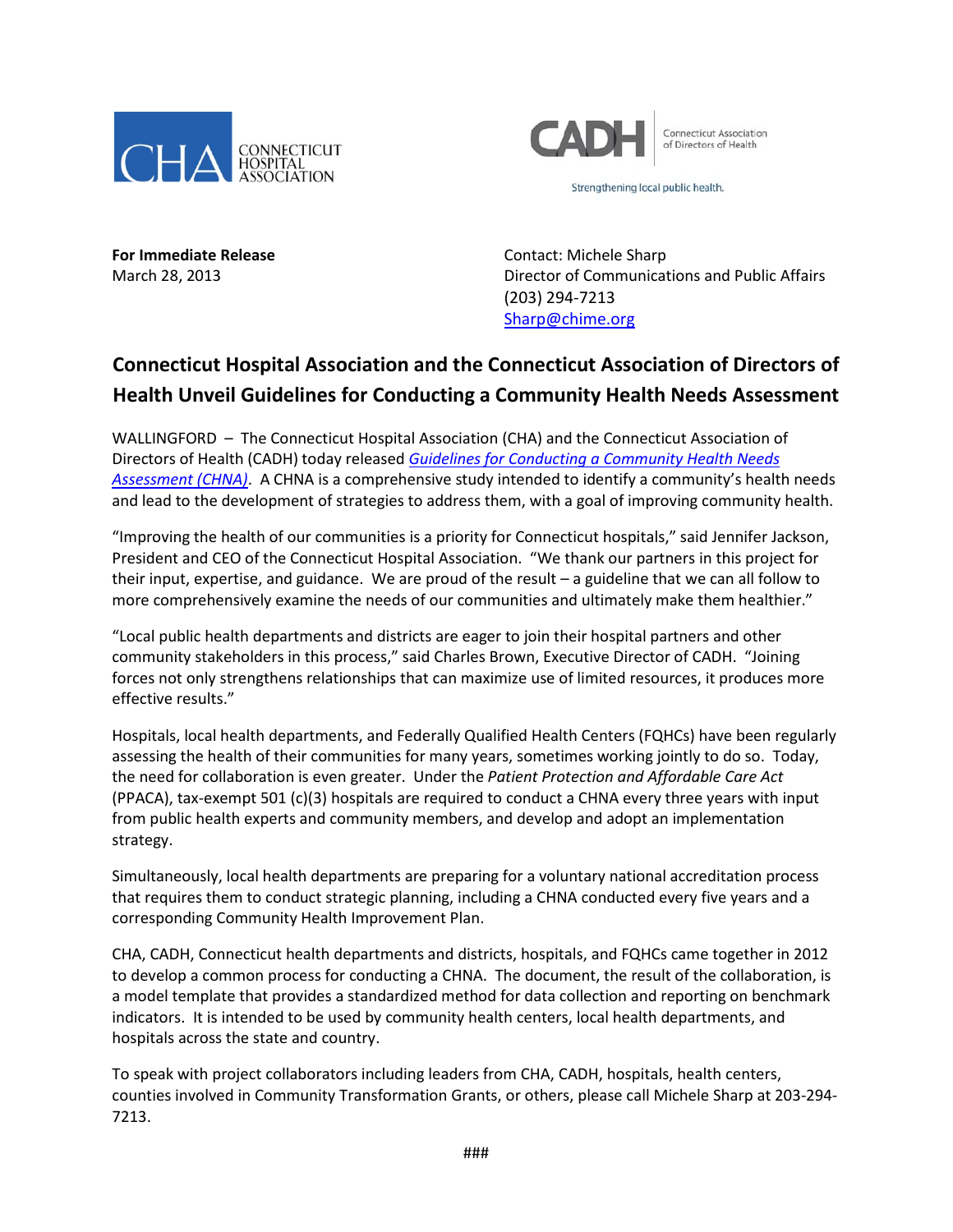CONNECTICUT HOSPITAL ASSOCIATION

CADH Connecticut Association of Directors of Health

Strengthening local public health.

**For Immediate Release**
March 28, 2013

Contact: Michele Sharp
Director of Communications and Public Affairs
(203) 294-7213
Sharp@chime.org

## Connecticut Hospital Association and the Connecticut Association of Directors of Health Unveil Guidelines for Conducting a Community Health Needs Assessment

WALLINGFORD – The Connecticut Hospital Association (CHA) and the Connecticut Association of Directors of Health (CADH) today released *Guidelines for Conducting a Community Health Needs Assessment (CHNA)*. A CHNA is a comprehensive study intended to identify a community's health needs and lead to the development of strategies to address them, with a goal of improving community health.

"Improving the health of our communities is a priority for Connecticut hospitals," said Jennifer Jackson, President and CEO of the Connecticut Hospital Association. "We thank our partners in this project for their input, expertise, and guidance. We are proud of the result – a guideline that we can all follow to more comprehensively examine the needs of our communities and ultimately make them healthier."

"Local public health departments and districts are eager to join their hospital partners and other community stakeholders in this process," said Charles Brown, Executive Director of CADH. "Joining forces not only strengthens relationships that can maximize use of limited resources, it produces more effective results."

Hospitals, local health departments, and Federally Qualified Health Centers (FQHCs) have been regularly assessing the health of their communities for many years, sometimes working jointly to do so. Today, the need for collaboration is even greater. Under the *Patient Protection and Affordable Care Act* (PPACA), tax-exempt 501 (c)(3) hospitals are required to conduct a CHNA every three years with input from public health experts and community members, and develop and adopt an implementation strategy.

Simultaneously, local health departments are preparing for a voluntary national accreditation process that requires them to conduct strategic planning, including a CHNA conducted every five years and a corresponding Community Health Improvement Plan.

CHA, CADH, Connecticut health departments and districts, hospitals, and FQHCs came together in 2012 to develop a common process for conducting a CHNA. The document, the result of the collaboration, is a model template that provides a standardized method for data collection and reporting on benchmark indicators. It is intended to be used by community health centers, local health departments, and hospitals across the state and country.

To speak with project collaborators including leaders from CHA, CADH, hospitals, health centers, counties involved in Community Transformation Grants, or others, please call Michele Sharp at 203-294-7213.

###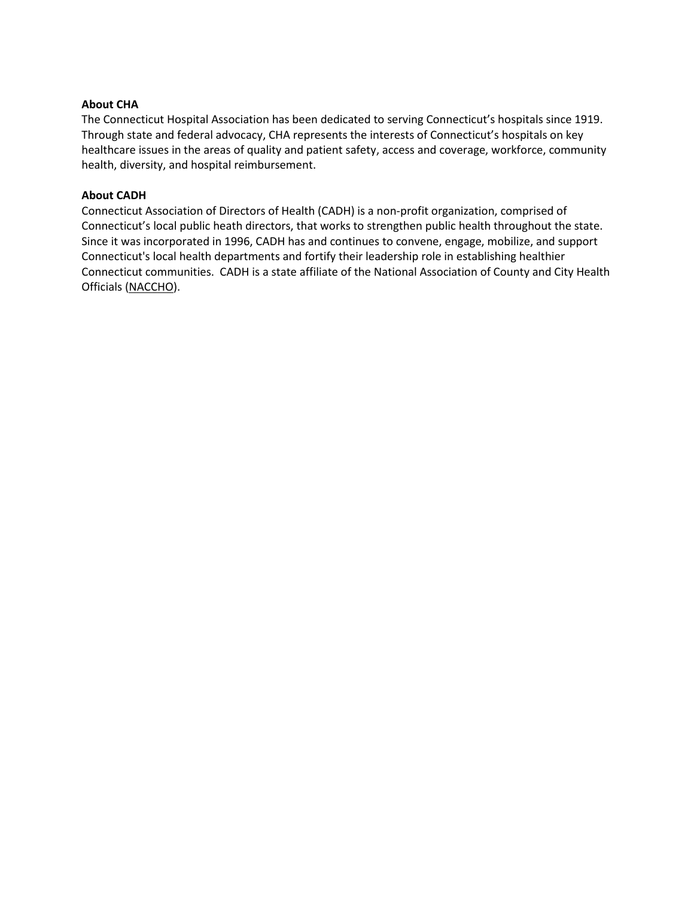**About CHA**

The Connecticut Hospital Association has been dedicated to serving Connecticut's hospitals since 1919. Through state and federal advocacy, CHA represents the interests of Connecticut's hospitals on key healthcare issues in the areas of quality and patient safety, access and coverage, workforce, community health, diversity, and hospital reimbursement.

**About CADH**

Connecticut Association of Directors of Health (CADH) is a non-profit organization, comprised of Connecticut's local public heath directors, that works to strengthen public health throughout the state. Since it was incorporated in 1996, CADH has and continues to convene, engage, mobilize, and support Connecticut's local health departments and fortify their leadership role in establishing healthier Connecticut communities. CADH is a state affiliate of the National Association of County and City Health Officials (NACCHO).